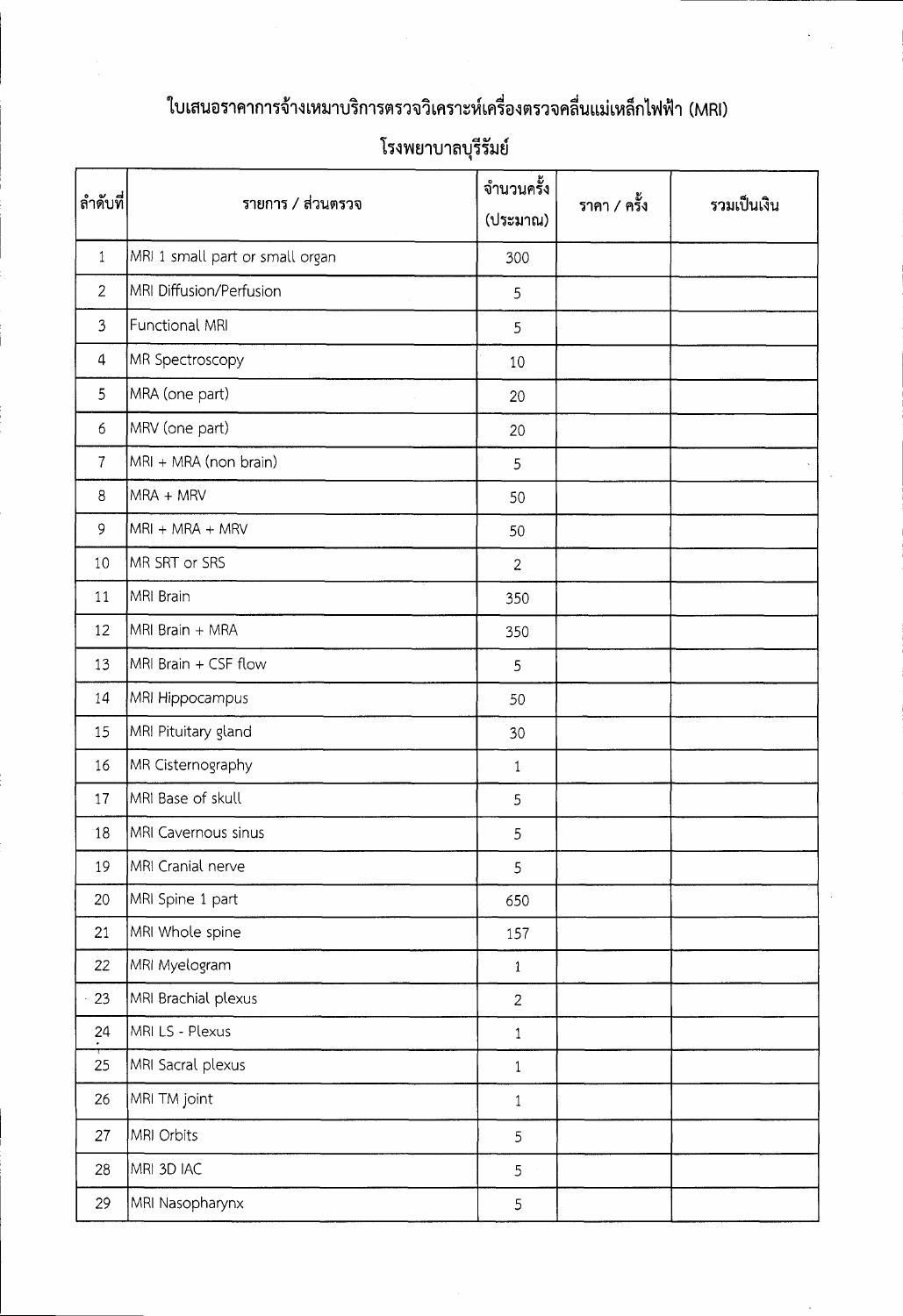# ใบเสนอราคาการจ้างเหมาบริการตรวจวิเคราะห์เครื่องตรวจคลื่นแม่เหล็กไฟฟ้า (MRI)

## โรงพยาบาลบุรีรัมย์

| ลำดับที่ | รายการ / ส่วนตรวจ | จำนวนครั้ง (ประมาณ) | ราคา / ครั้ง | รวมเป็นเงิน |
|---|---|---|---|---|
| 1 | MRI 1 small part or small organ | 300 | | |
| 2 | MRI Diffusion/Perfusion | 5 | | |
| 3 | Functional MRI | 5 | | |
| 4 | MR Spectroscopy | 10 | | |
| 5 | MRA (one part) | 20 | | |
| 6 | MRV (one part) | 20 | | |
| 7 | MRI + MRA (non brain) | 5 | | |
| 8 | MRA + MRV | 50 | | |
| 9 | MRI + MRA + MRV | 50 | | |
| 10 | MR SRT or SRS | 2 | | |
| 11 | MRI Brain | 350 | | |
| 12 | MRI Brain + MRA | 350 | | |
| 13 | MRI Brain + CSF flow | 5 | | |
| 14 | MRI Hippocampus | 50 | | |
| 15 | MRI Pituitary gland | 30 | | |
| 16 | MR Cisternography | 1 | | |
| 17 | MRI Base of skull | 5 | | |
| 18 | MRI Cavernous sinus | 5 | | |
| 19 | MRI Cranial nerve | 5 | | |
| 20 | MRI Spine 1 part | 650 | | |
| 21 | MRI Whole spine | 157 | | |
| 22 | MRI Myelogram | 1 | | |
| 23 | MRI Brachial plexus | 2 | | |
| 24 | MRI LS - Plexus | 1 | | |
| 25 | MRI Sacral plexus | 1 | | |
| 26 | MRI TM joint | 1 | | |
| 27 | MRI Orbits | 5 | | |
| 28 | MRI 3D IAC | 5 | | |
| 29 | MRI Nasopharynx | 5 | | |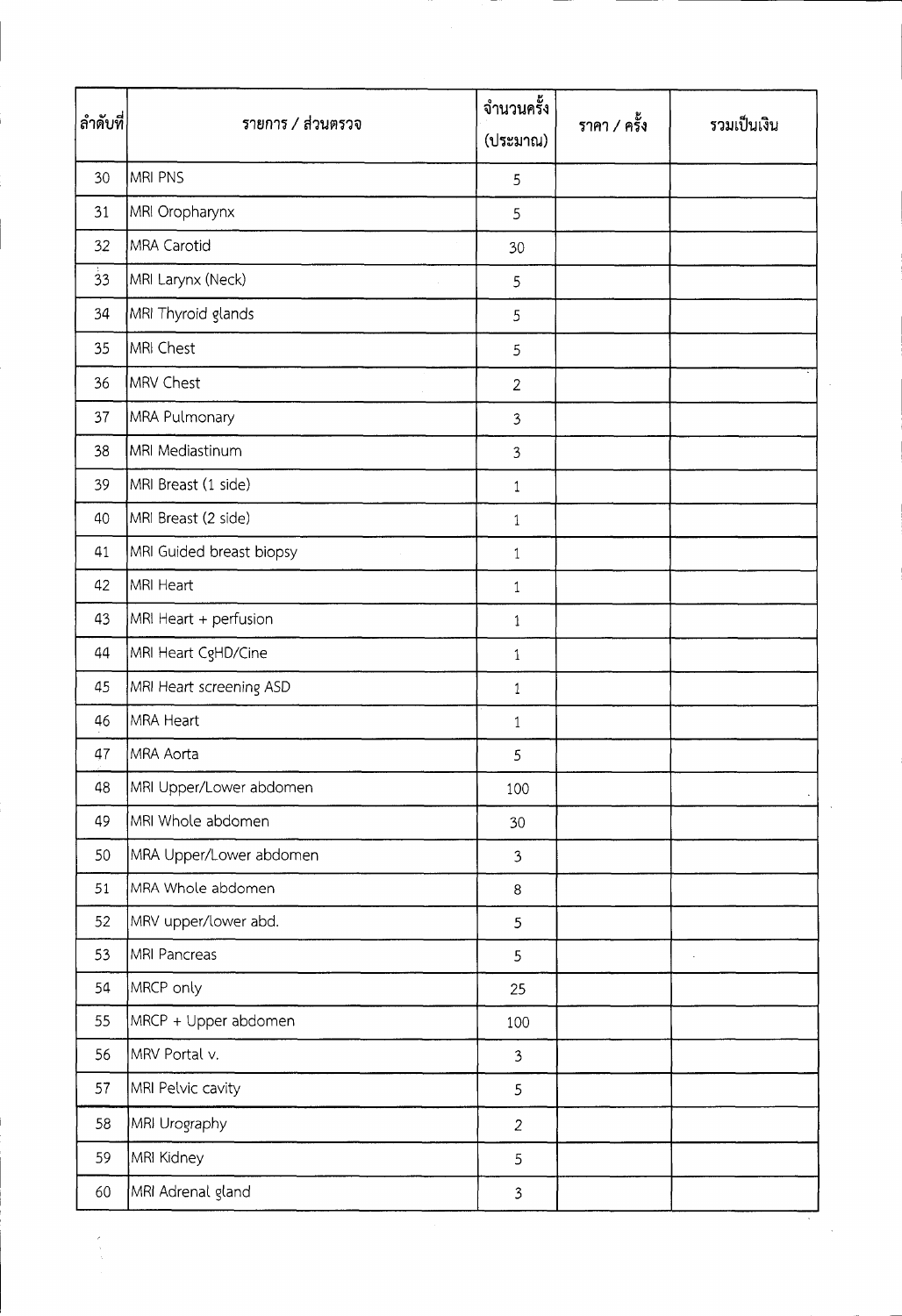| ลำดับที่ | รายการ / ส่วนตรวจ | จำนวนครั้ง (ประมาณ) | ราคา / ครั้ง | รวมเป็นเงิน |
|---|---|---|---|---|
| 30 | MRI PNS | 5 | | |
| 31 | MRI Oropharynx | 5 | | |
| 32 | MRA Carotid | 30 | | |
| 33 | MRI Larynx (Neck) | 5 | | |
| 34 | MRI Thyroid glands | 5 | | |
| 35 | MRI Chest | 5 | | |
| 36 | MRV Chest | 2 | | |
| 37 | MRA Pulmonary | 3 | | |
| 38 | MRI Mediastinum | 3 | | |
| 39 | MRI Breast (1 side) | 1 | | |
| 40 | MRI Breast (2 side) | 1 | | |
| 41 | MRI Guided breast biopsy | 1 | | |
| 42 | MRI Heart | 1 | | |
| 43 | MRI Heart + perfusion | 1 | | |
| 44 | MRI Heart CgHD/Cine | 1 | | |
| 45 | MRI Heart screening ASD | 1 | | |
| 46 | MRA Heart | 1 | | |
| 47 | MRA Aorta | 5 | | |
| 48 | MRI Upper/Lower abdomen | 100 | | |
| 49 | MRI Whole abdomen | 30 | | |
| 50 | MRA Upper/Lower abdomen | 3 | | |
| 51 | MRA Whole abdomen | 8 | | |
| 52 | MRV upper/lower abd. | 5 | | |
| 53 | MRI Pancreas | 5 | | |
| 54 | MRCP only | 25 | | |
| 55 | MRCP + Upper abdomen | 100 | | |
| 56 | MRV Portal v. | 3 | | |
| 57 | MRI Pelvic cavity | 5 | | |
| 58 | MRI Urography | 2 | | |
| 59 | MRI Kidney | 5 | | |
| 60 | MRI Adrenal gland | 3 | | |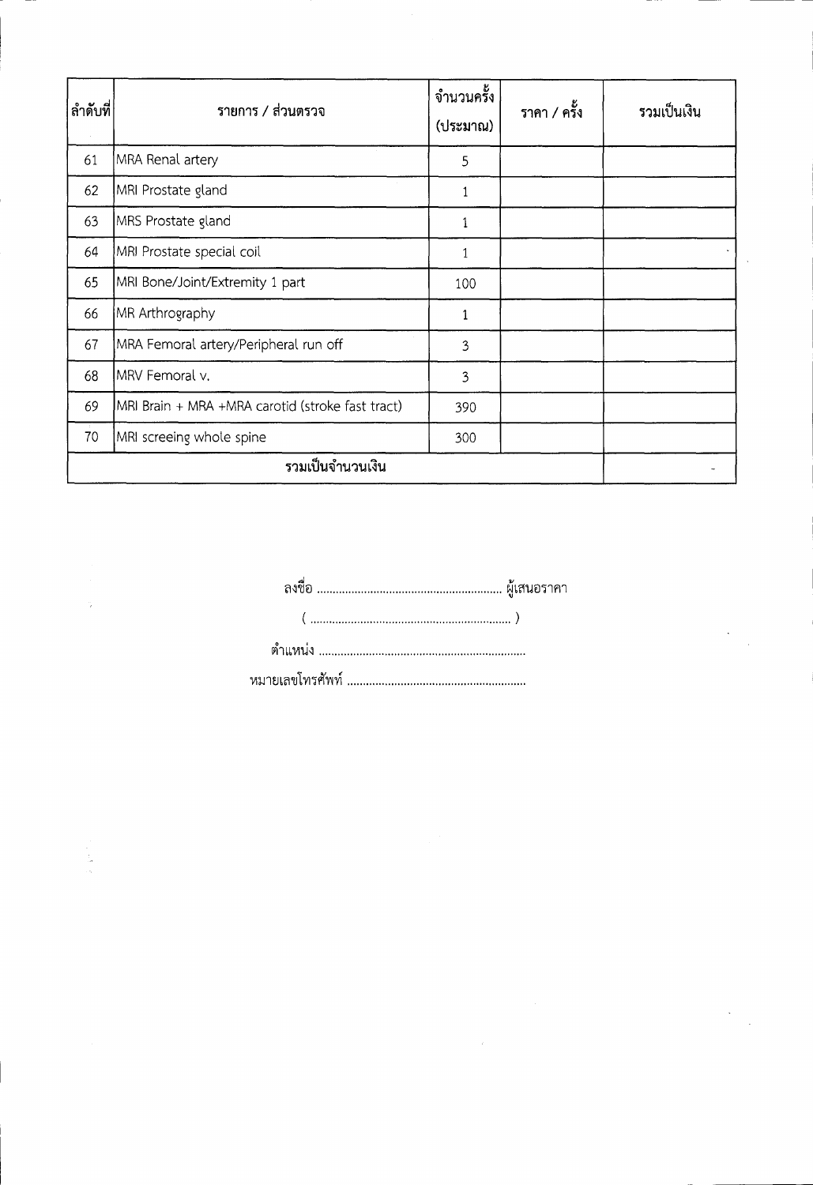| ลำดับที่ | รายการ / ส่วนตรวจ | จำนวนครั้ง (ประมาณ) | ราคา / ครั้ง | รวมเป็นเงิน |
|---|---|---|---|---|
| 61 | MRA Renal artery | 5 | | |
| 62 | MRI Prostate gland | 1 | | |
| 63 | MRS Prostate gland | 1 | | |
| 64 | MRI Prostate special coil | 1 | | |
| 65 | MRI Bone/Joint/Extremity 1 part | 100 | | |
| 66 | MR Arthrography | 1 | | |
| 67 | MRA Femoral artery/Peripheral run off | 3 | | |
| 68 | MRV Femoral v. | 3 | | |
| 69 | MRI Brain + MRA +MRA carotid (stroke fast tract) | 390 | | |
| 70 | MRI screeing whole spine | 300 | | |
| **รวมเป็นจำนวนเงิน** | | | | - |

ลงชื่อ ............................................................ ผู้เสนอราคา

( ............................................................... )

ตำแหน่ง ..................................................................

หมายเลขโทรศัพท์ .........................................................